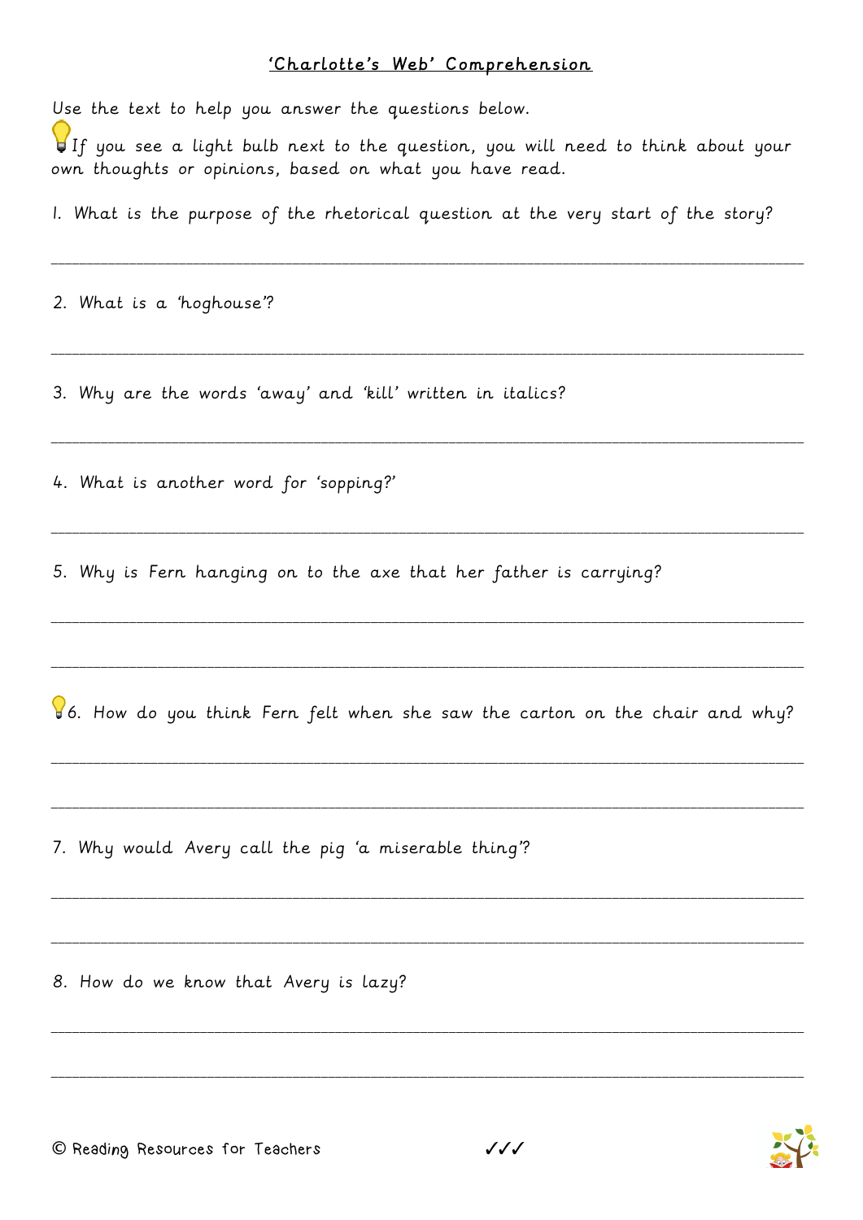# 'Charlotte's Web' Comprehension

Use the text to help you answer the questions below.

If you see a light bulb next to the question, you will need to think about your own thoughts or opinions, based on what you have read.

1. What is the purpose of the rhetorical question at the very start of the story?

_______________________________________________________________________________

2. What is a 'hoghouse'?

_______________________________________________________________________________

3. Why are the words 'away' and 'kill' written in italics?

_______________________________________________________________________________

4. What is another word for 'sopping?'

_______________________________________________________________________________

5. Why is Fern hanging on to the axe that her father is carrying?

_______________________________________________________________________________

_______________________________________________________________________________

6. How do you think Fern felt when she saw the carton on the chair and why?

_______________________________________________________________________________

_______________________________________________________________________________

7. Why would Avery call the pig 'a miserable thing'?

_______________________________________________________________________________

_______________________________________________________________________________

8. How do we know that Avery is lazy?

_______________________________________________________________________________

_______________________________________________________________________________

© Reading Resources for Teachers ✓✓✓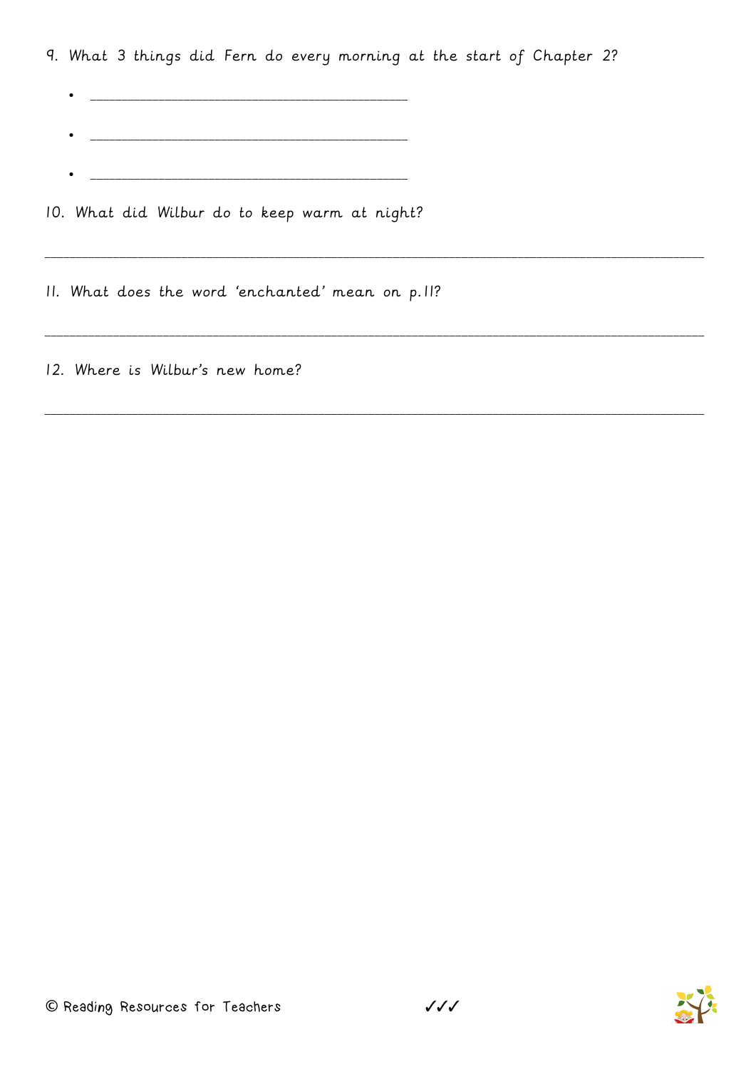9. What 3 things did Fern do every morning at the start of Chapter 2?

- ________________________________________
- ________________________________________
- ________________________________________

10. What did Wilbur do to keep warm at night?

________________________________________________________________________________

11. What does the word 'enchanted' mean on p.11?

________________________________________________________________________________

12. Where is Wilbur's new home?

________________________________________________________________________________

✓✓✓